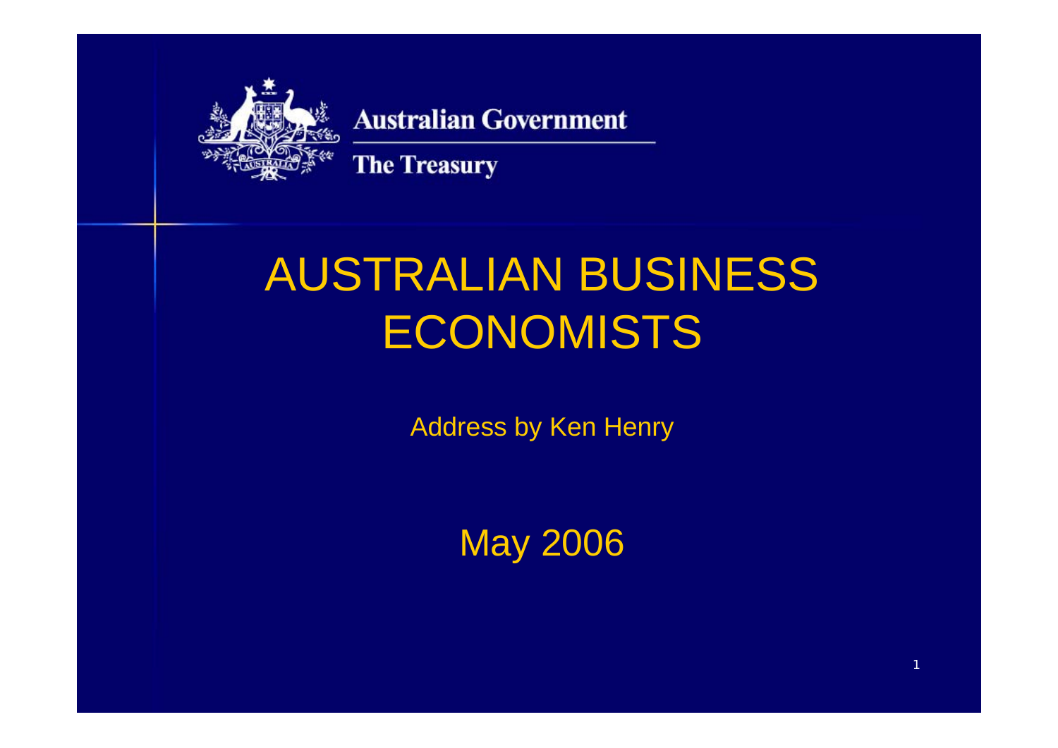Australian Government

The Treasury

# AUSTRALIAN BUSINESS ECONOMISTS

Address by Ken Henry

May 2006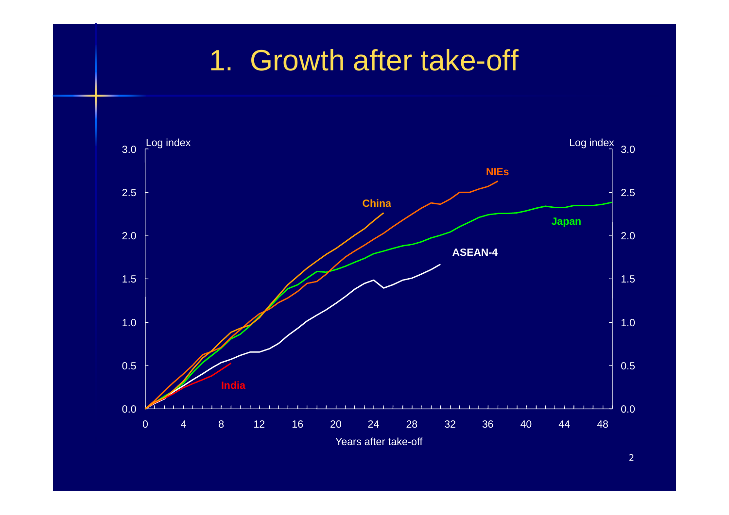# 1. Growth after take-off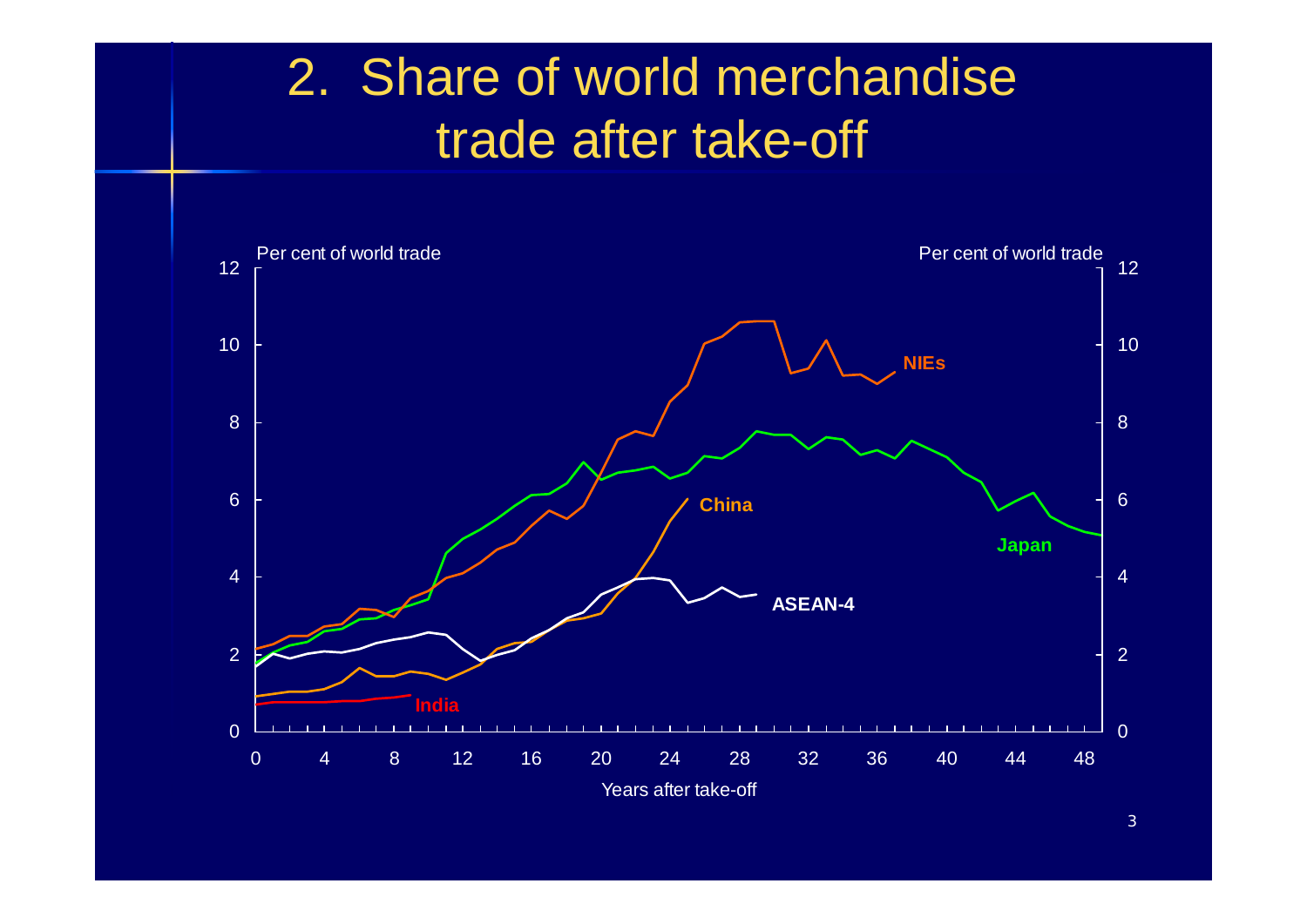# 2. Share of world merchandise trade after take-off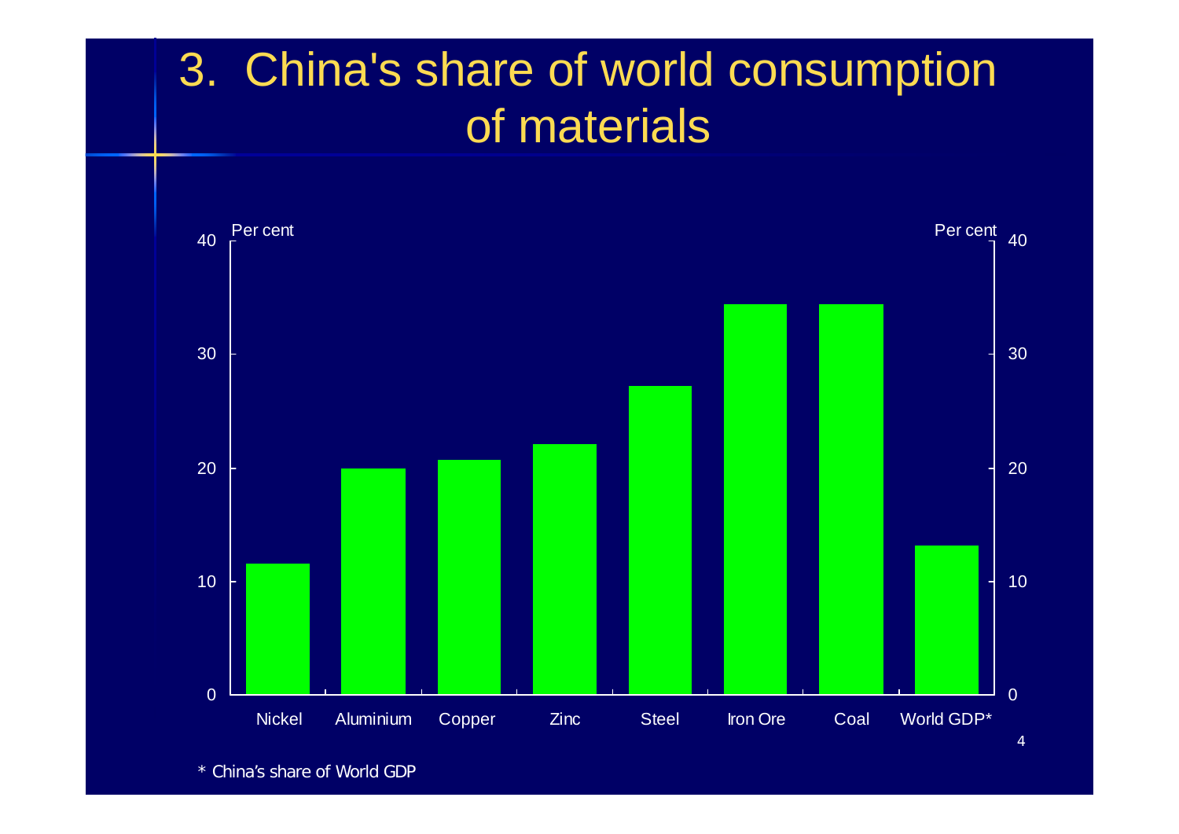# 3. China's share of world consumption of materials

Per cent

| | Per cent |
|---|---|
| Nickel | |
| Aluminium | |
| Copper | |
| Zinc | |
| Steel | |
| Iron Ore | |
| Coal | |
| World GDP* | |

\* China's share of World GDP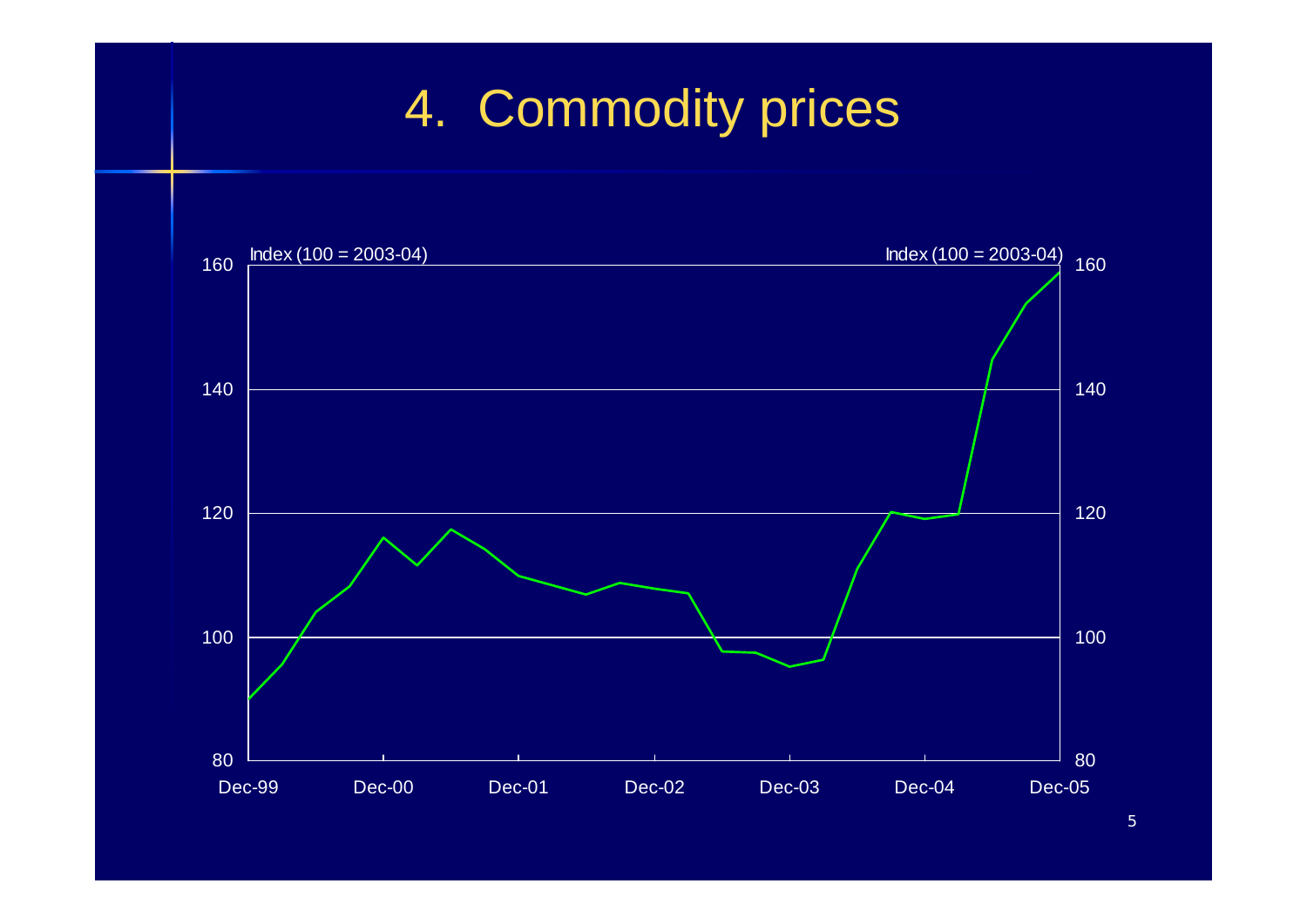# 4. Commodity prices

Index (100 = 2003-04)

Index (100 = 2003-04)

160

140

120

100

80

Dec-99 Dec-00 Dec-01 Dec-02 Dec-03 Dec-04 Dec-05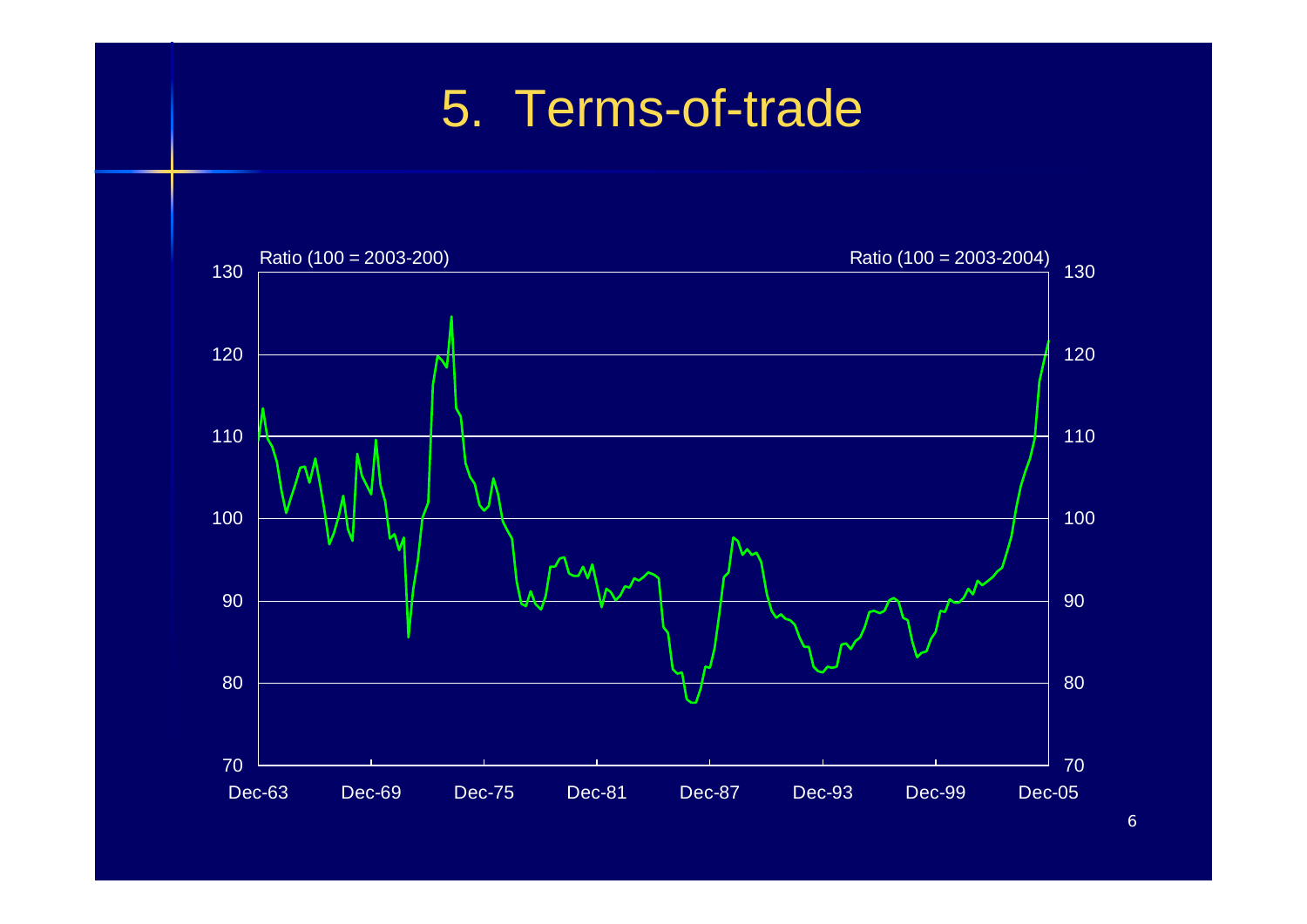# 5. Terms-of-trade

Ratio (100 = 2003-200)

Ratio (100 = 2003-2004)

130
120
110
100
90
80
70

Dec-63 Dec-69 Dec-75 Dec-81 Dec-87 Dec-93 Dec-99 Dec-05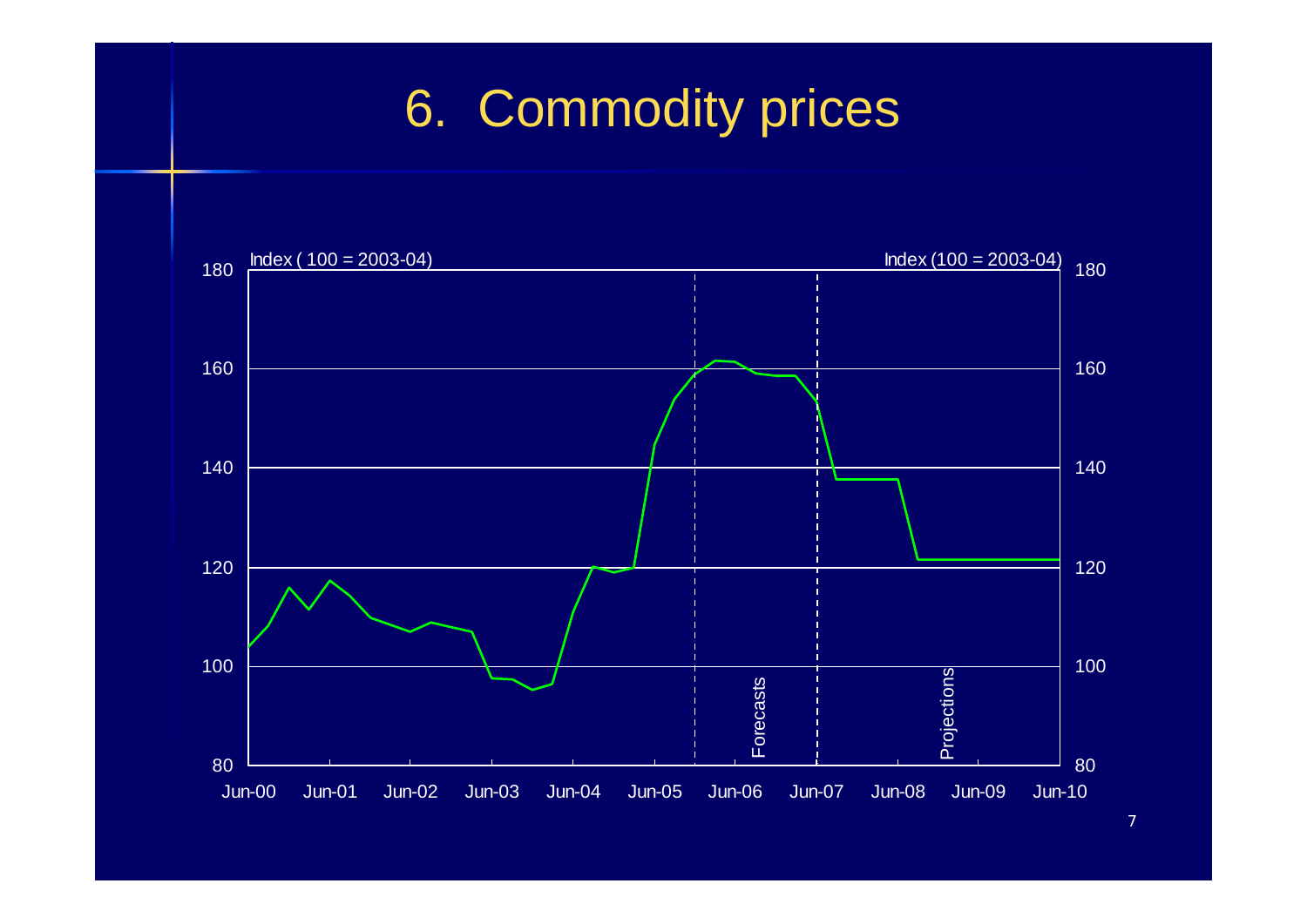# 6. Commodity prices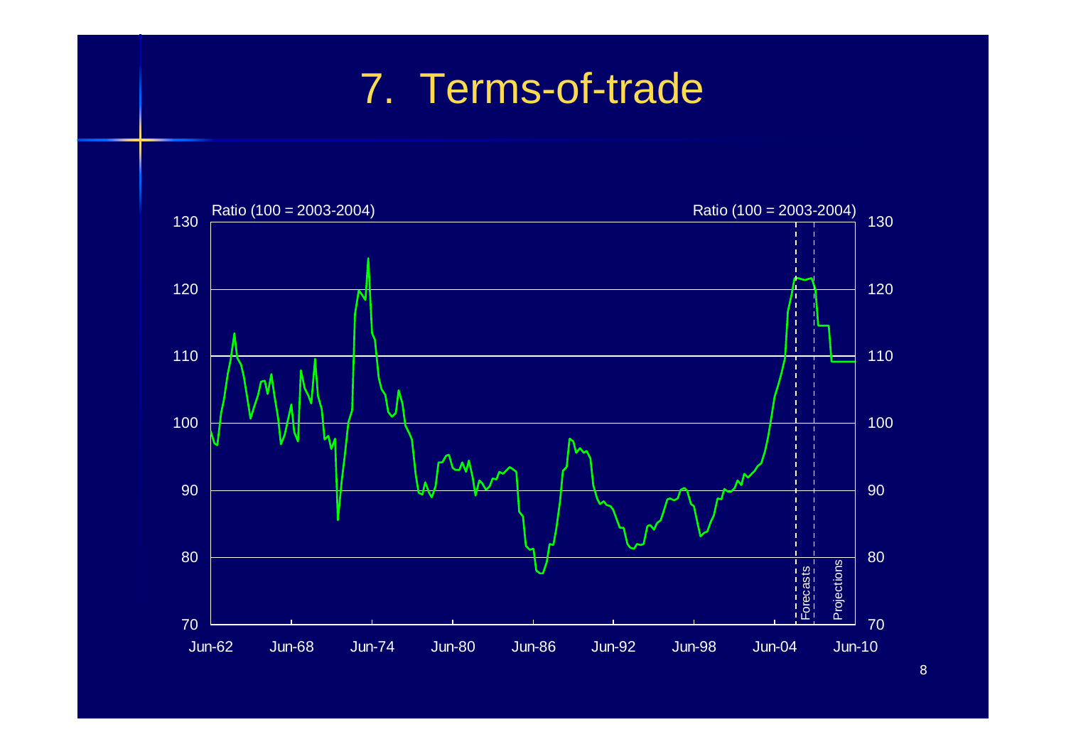# 7. Terms-of-trade

Ratio (100 = 2003-2004)

Ratio (100 = 2003-2004)

130, 120, 110, 100, 90, 80, 70

Jun-62, Jun-68, Jun-74, Jun-80, Jun-86, Jun-92, Jun-98, Jun-04, Jun-10

Forecasts

Projections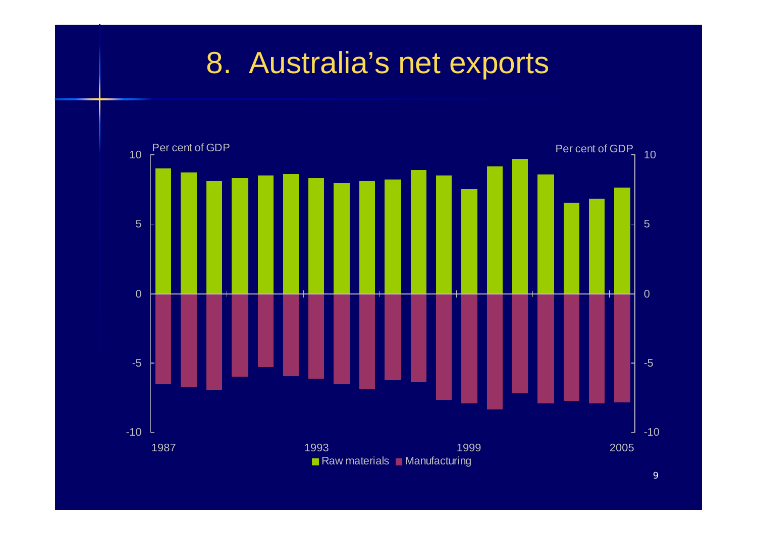# 8. Australia's net exports

Per cent of GDP

10, 5, 0, -5, -10

1987, 1993, 1999, 2005

Raw materials ■ Manufacturing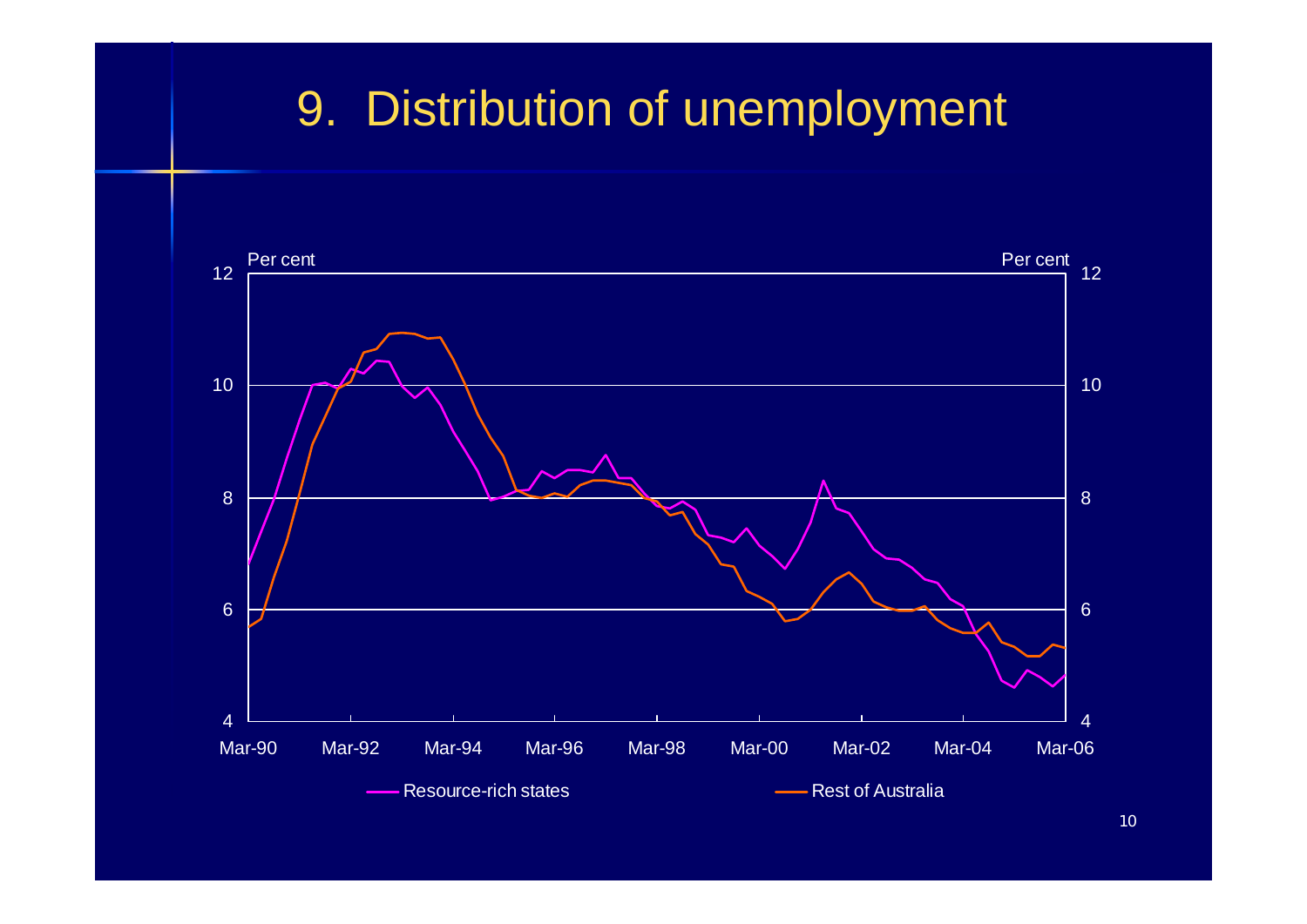# 9. Distribution of unemployment

Per cent

Per cent

12 10 8 6 4

Mar-90 Mar-92 Mar-94 Mar-96 Mar-98 Mar-00 Mar-02 Mar-04 Mar-06

Resource-rich states

Rest of Australia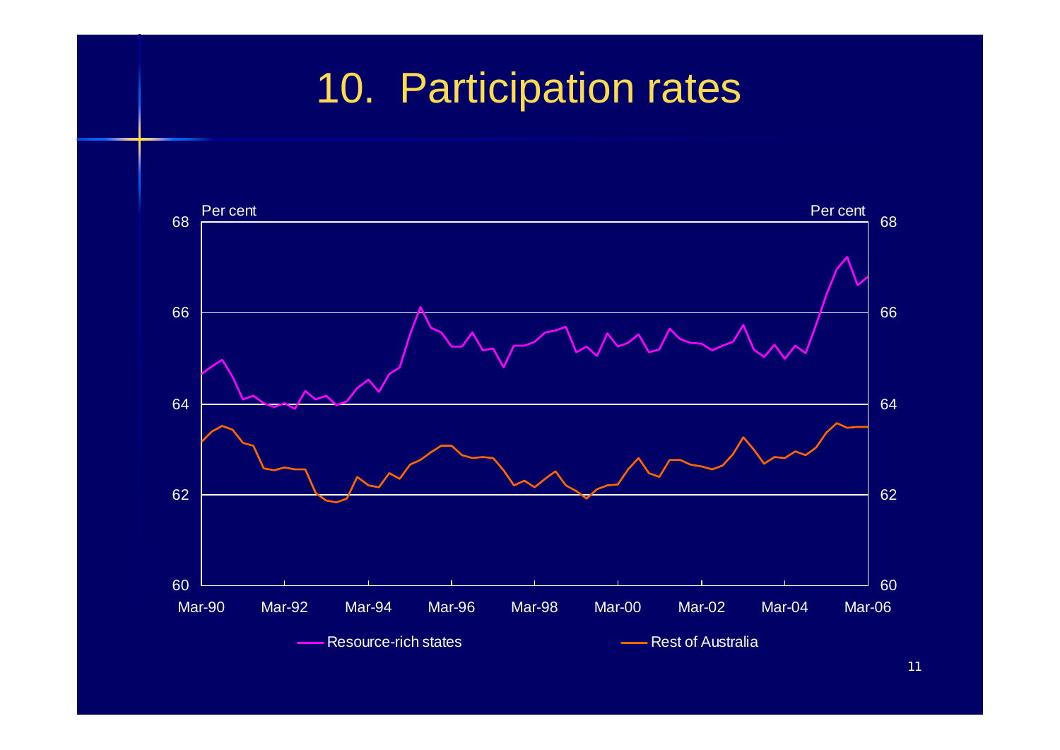# 10. Participation rates

Per cent

68

66

64

62

60

Mar-90 Mar-92 Mar-94 Mar-96 Mar-98 Mar-00 Mar-02 Mar-04 Mar-06

Resource-rich states

Rest of Australia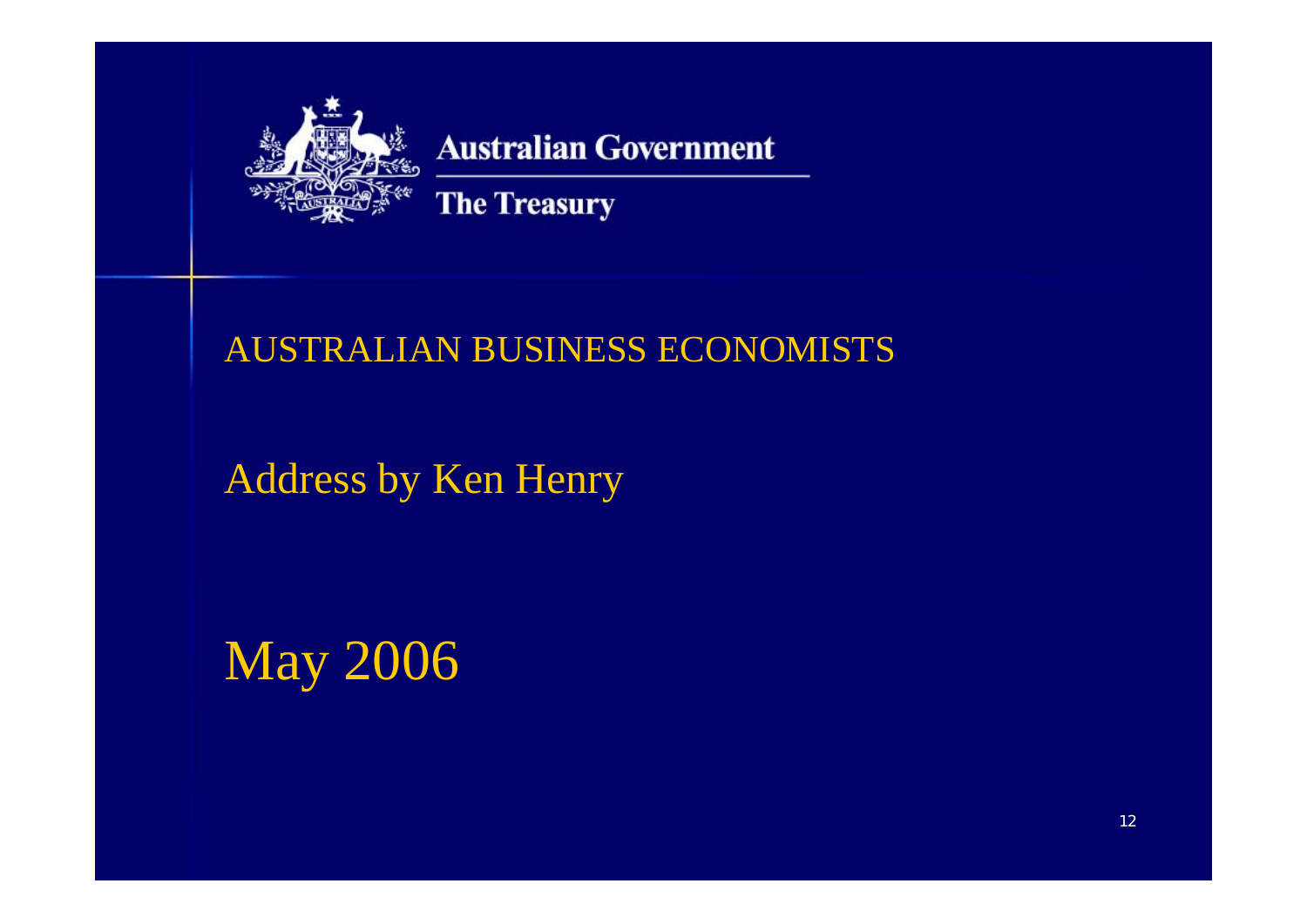Australian Government

The Treasury

AUSTRALIAN BUSINESS ECONOMISTS

Address by Ken Henry

May 2006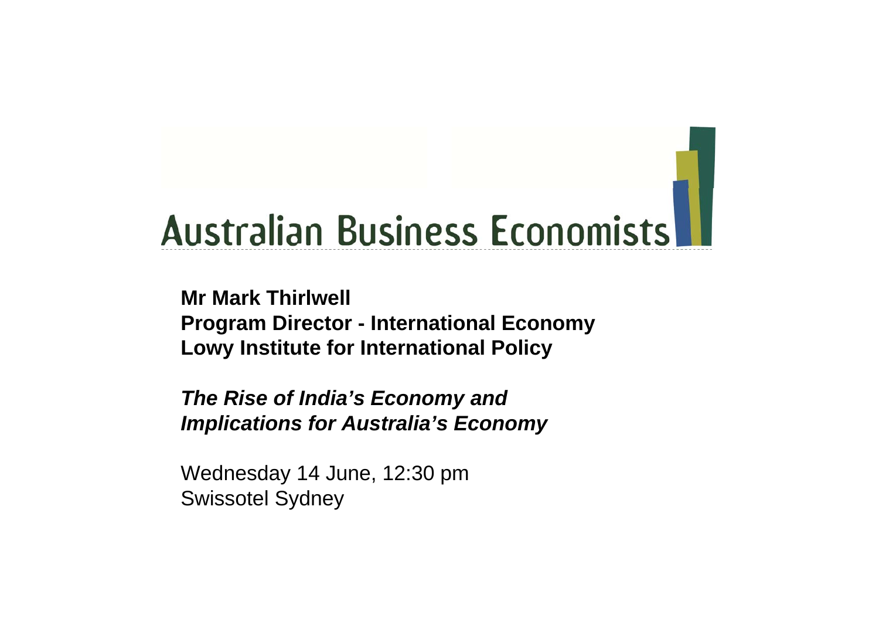# Australian Business Economists

**Mr Mark Thirlwell**
**Program Director - International Economy**
**Lowy Institute for International Policy**

***The Rise of India's Economy and Implications for Australia's Economy***

Wednesday 14 June, 12:30 pm
Swissotel Sydney